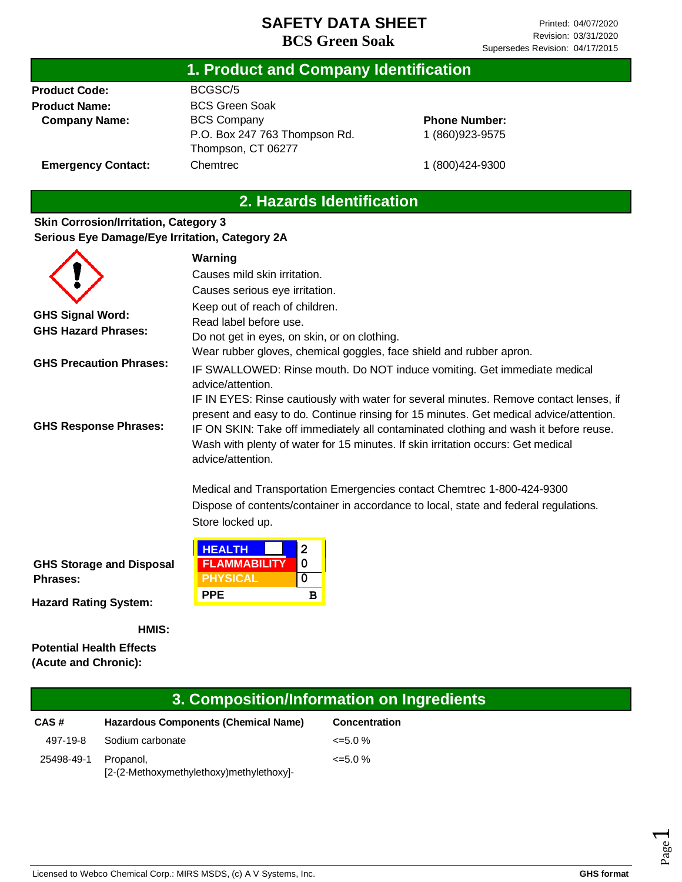# SAFETY DATA SHEET
## BCS Green Soak

Printed: 04/07/2020
Revision: 03/31/2020
Supersedes Revision: 04/17/2015

## 1. Product and Company Identification

**Product Code:** BCGSC/5

**Product Name:** BCS Green Soak

**Company Name:** BCS Company
P.O. Box 247 763 Thompson Rd.
Thompson, CT 06277

**Phone Number:** 1 (860)923-9575

**Emergency Contact:** Chemtrec 1 (800)424-9300

## 2. Hazards Identification

**Skin Corrosion/Irritation, Category 3**
**Serious Eye Damage/Eye Irritation, Category 2A**

**GHS Signal Word:** Warning

**GHS Hazard Phrases:**
Causes mild skin irritation.
Causes serious eye irritation.

**GHS Precaution Phrases:**
Keep out of reach of children.
Read label before use.
Do not get in eyes, on skin, or on clothing.
Wear rubber gloves, chemical goggles, face shield and rubber apron.

**GHS Response Phrases:**
IF SWALLOWED: Rinse mouth. Do NOT induce vomiting. Get immediate medical advice/attention.
IF IN EYES: Rinse cautiously with water for several minutes. Remove contact lenses, if present and easy to do. Continue rinsing for 15 minutes. Get medical advice/attention.
IF ON SKIN: Take off immediately all contaminated clothing and wash it before reuse. Wash with plenty of water for 15 minutes. If skin irritation occurs: Get medical advice/attention.

Medical and Transportation Emergencies contact Chemtrec 1-800-424-9300

**GHS Storage and Disposal Phrases:**
Dispose of contents/container in accordance to local, state and federal regulations.
Store locked up.

**Hazard Rating System:**

**HMIS:**

| HMIS | |
|---|---|
| HEALTH | 2 |
| FLAMMABILITY | 0 |
| PHYSICAL | 0 |
| PPE | B |

**Potential Health Effects (Acute and Chronic):**

## 3. Composition/Information on Ingredients

| CAS # | Hazardous Components (Chemical Name) | Concentration |
|---|---|---|
| 497-19-8 | Sodium carbonate | <=5.0 % |
| 25498-49-1 | Propanol, [2-(2-Methoxymethylethoxy)methylethoxy]- | <=5.0 % |

Licensed to Webco Chemical Corp.: MIRS MSDS, (c) A V Systems, Inc. — GHS format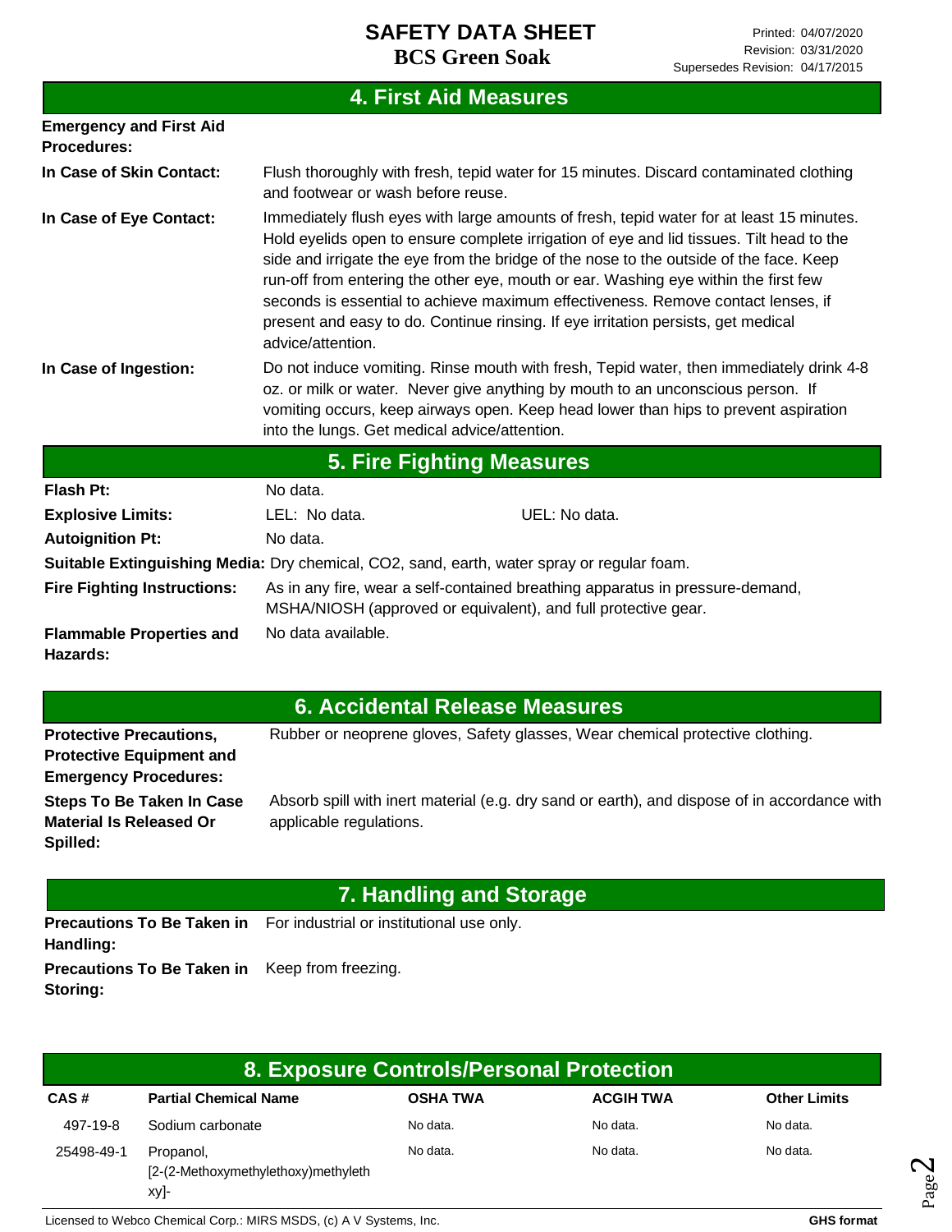## 4. First Aid Measures

**Emergency and First Aid Procedures:**

**In Case of Skin Contact:** Flush thoroughly with fresh, tepid water for 15 minutes. Discard contaminated clothing and footwear or wash before reuse.

**In Case of Eye Contact:** Immediately flush eyes with large amounts of fresh, tepid water for at least 15 minutes. Hold eyelids open to ensure complete irrigation of eye and lid tissues. Tilt head to the side and irrigate the eye from the bridge of the nose to the outside of the face. Keep run-off from entering the other eye, mouth or ear. Washing eye within the first few seconds is essential to achieve maximum effectiveness. Remove contact lenses, if present and easy to do. Continue rinsing. If eye irritation persists, get medical advice/attention.

**In Case of Ingestion:** Do not induce vomiting. Rinse mouth with fresh, Tepid water, then immediately drink 4-8 oz. or milk or water. Never give anything by mouth to an unconscious person. If vomiting occurs, keep airways open. Keep head lower than hips to prevent aspiration into the lungs. Get medical advice/attention.

## 5. Fire Fighting Measures

**Flash Pt:** No data.

**Explosive Limits:** LEL: No data. UEL: No data.

**Autoignition Pt:** No data.

**Suitable Extinguishing Media:** Dry chemical, CO2, sand, earth, water spray or regular foam.

**Fire Fighting Instructions:** As in any fire, wear a self-contained breathing apparatus in pressure-demand, MSHA/NIOSH (approved or equivalent), and full protective gear.

**Flammable Properties and Hazards:** No data available.

## 6. Accidental Release Measures

**Protective Precautions, Protective Equipment and Emergency Procedures:** Rubber or neoprene gloves, Safety glasses, Wear chemical protective clothing.

**Steps To Be Taken In Case Material Is Released Or Spilled:** Absorb spill with inert material (e.g. dry sand or earth), and dispose of in accordance with applicable regulations.

## 7. Handling and Storage

**Precautions To Be Taken in Handling:** For industrial or institutional use only.

**Precautions To Be Taken in Storing:** Keep from freezing.

## 8. Exposure Controls/Personal Protection

| CAS # | Partial Chemical Name | OSHA TWA | ACGIH TWA | Other Limits |
|---|---|---|---|---|
| 497-19-8 | Sodium carbonate | No data. | No data. | No data. |
| 25498-49-1 | Propanol, [2-(2-Methoxymethylethoxy)methylethxy]- | No data. | No data. | No data. |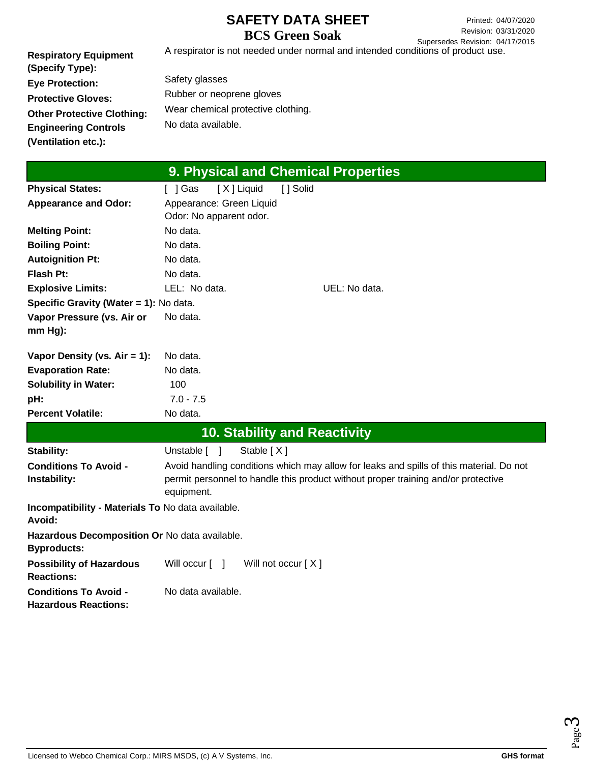| | |
|---|---|
| **Respiratory Equipment (Specify Type):** | A respirator is not needed under normal and intended conditions of product use. |
| **Eye Protection:** | Safety glasses |
| **Protective Gloves:** | Rubber or neoprene gloves |
| **Other Protective Clothing:** | Wear chemical protective clothing. |
| **Engineering Controls (Ventilation etc.):** | No data available. |

## 9. Physical and Chemical Properties

| | |
|---|---|
| **Physical States:** | [ ] Gas [ X ] Liquid [ ] Solid |
| **Appearance and Odor:** | Appearance: Green Liquid<br>Odor: No apparent odor. |
| **Melting Point:** | No data. |
| **Boiling Point:** | No data. |
| **Autoignition Pt:** | No data. |
| **Flash Pt:** | No data. |
| **Explosive Limits:** | LEL: No data. UEL: No data. |
| **Specific Gravity (Water = 1):** | No data. |
| **Vapor Pressure (vs. Air or mm Hg):** | No data. |
| **Vapor Density (vs. Air = 1):** | No data. |
| **Evaporation Rate:** | No data. |
| **Solubility in Water:** | 100 |
| **pH:** | 7.0 - 7.5 |
| **Percent Volatile:** | No data. |

## 10. Stability and Reactivity

| | |
|---|---|
| **Stability:** | Unstable [ ] Stable [ X ] |
| **Conditions To Avoid - Instability:** | Avoid handling conditions which may allow for leaks and spills of this material. Do not permit personnel to handle this product without proper training and/or protective equipment. |
| **Incompatibility - Materials To Avoid:** | No data available. |
| **Hazardous Decomposition Or Byproducts:** | No data available. |
| **Possibility of Hazardous Reactions:** | Will occur [ ] Will not occur [ X ] |
| **Conditions To Avoid - Hazardous Reactions:** | No data available. |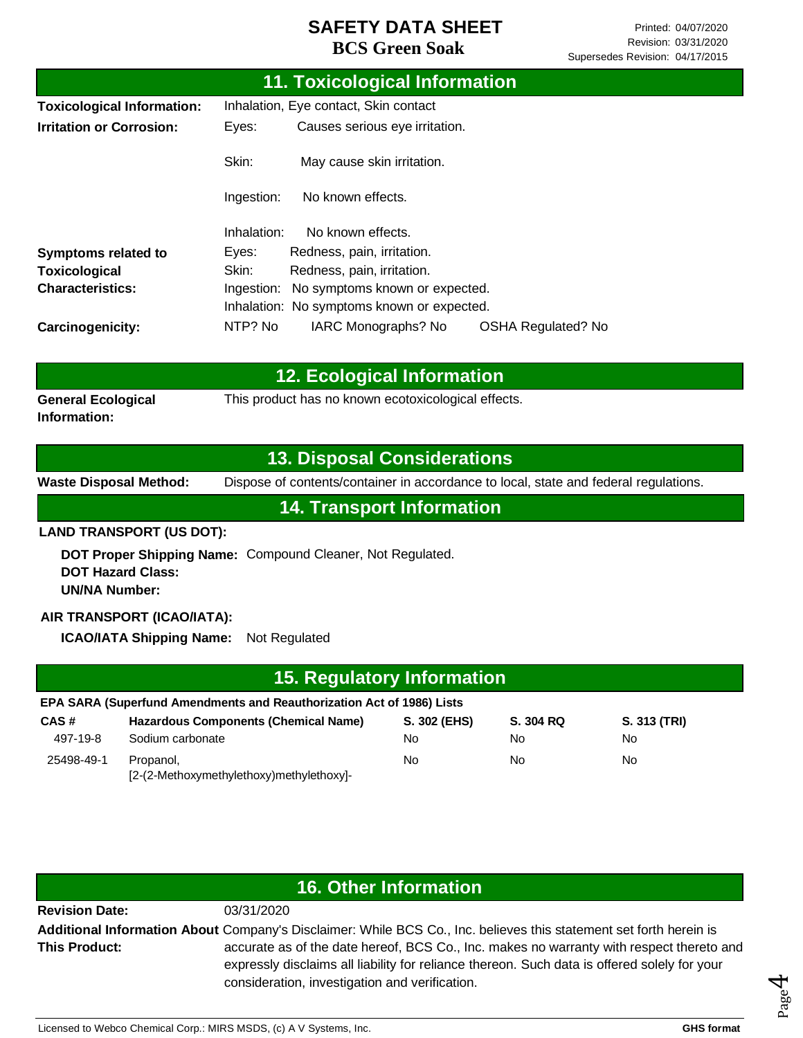## 11. Toxicological Information

**Toxicological Information:** Inhalation, Eye contact, Skin contact

**Irritation or Corrosion:**
- Eyes: Causes serious eye irritation.
- Skin: May cause skin irritation.
- Ingestion: No known effects.
- Inhalation: No known effects.

**Symptoms related to Toxicological Characteristics:**
- Eyes: Redness, pain, irritation.
- Skin: Redness, pain, irritation.
- Ingestion: No symptoms known or expected.
- Inhalation: No symptoms known or expected.

**Carcinogenicity:** NTP? No IARC Monographs? No OSHA Regulated? No

## 12. Ecological Information

**General Ecological Information:** This product has no known ecotoxicological effects.

## 13. Disposal Considerations

**Waste Disposal Method:** Dispose of contents/container in accordance to local, state and federal regulations.

## 14. Transport Information

**LAND TRANSPORT (US DOT):**

**DOT Proper Shipping Name:** Compound Cleaner, Not Regulated.
**DOT Hazard Class:**
**UN/NA Number:**

**AIR TRANSPORT (ICAO/IATA):**

**ICAO/IATA Shipping Name:** Not Regulated

## 15. Regulatory Information

**EPA SARA (Superfund Amendments and Reauthorization Act of 1986) Lists**

| CAS # | Hazardous Components (Chemical Name) | S. 302 (EHS) | S. 304 RQ | S. 313 (TRI) |
|---|---|---|---|---|
| 497-19-8 | Sodium carbonate | No | No | No |
| 25498-49-1 | Propanol, [2-(2-Methoxymethylethoxy)methylethoxy]- | No | No | No |

## 16. Other Information

**Revision Date:** 03/31/2020

**Additional Information About This Product:** Company's Disclaimer: While BCS Co., Inc. believes this statement set forth herein is accurate as of the date hereof, BCS Co., Inc. makes no warranty with respect thereto and expressly disclaims all liability for reliance thereon. Such data is offered solely for your consideration, investigation and verification.